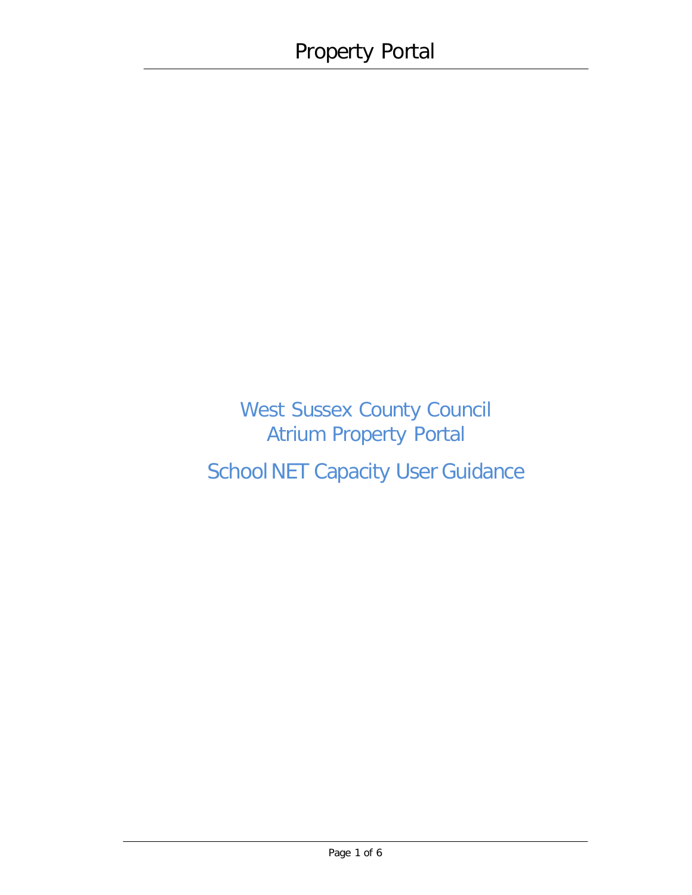# West Sussex County Council
# Atrium Property Portal

## School NET Capacity User Guidance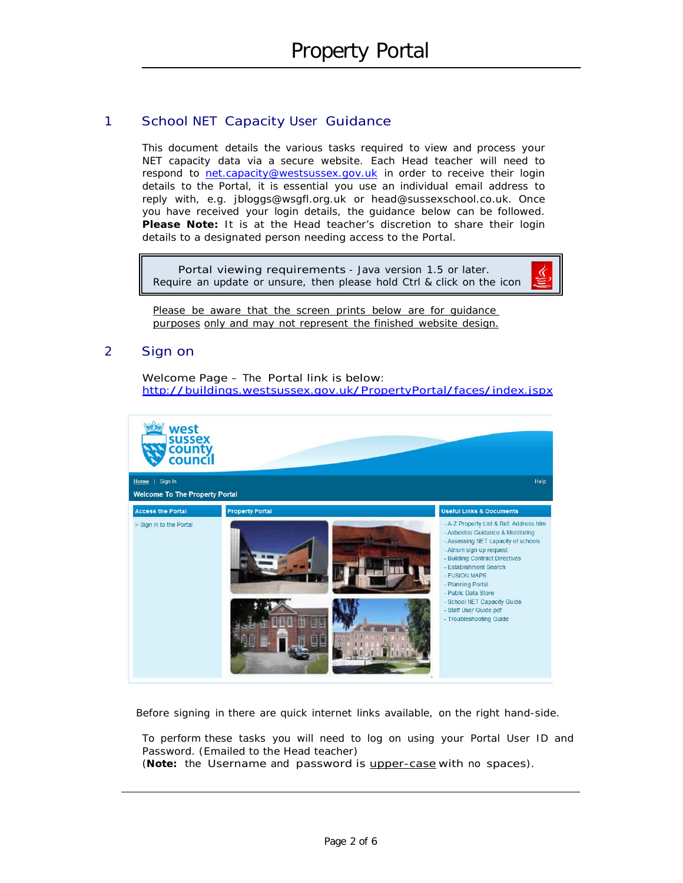# Property Portal

## 1 School NET Capacity User Guidance

This document details the various tasks required to view and process your NET capacity data via a secure website. Each Head teacher will need to respond to net.capacity@westsussex.gov.uk in order to receive their login details to the Portal, it is essential you use an individual email address to reply with, e.g. jbloggs@wsgfl.org.uk or head@sussexschool.co.uk. Once you have received your login details, the guidance below can be followed. **Please Note:** It is at the Head teacher's discretion to share their login details to a designated person needing access to the Portal.

> Portal viewing requirements - Java version 1.5 or later.
> Require an update or unsure, then please hold Ctrl & click on the icon

Please be aware that the screen prints below are for guidance purposes only and may not represent the finished website design.

## 2 Sign on

Welcome Page – The Portal link is below:
http://buildings.westsussex.gov.uk/PropertyPortal/faces/index.jspx

Before signing in there are quick internet links available, on the right hand-side.

To perform these tasks you will need to log on using your Portal User ID and Password. (Emailed to the Head teacher)
(**Note:** the Username and password is upper-case with no spaces).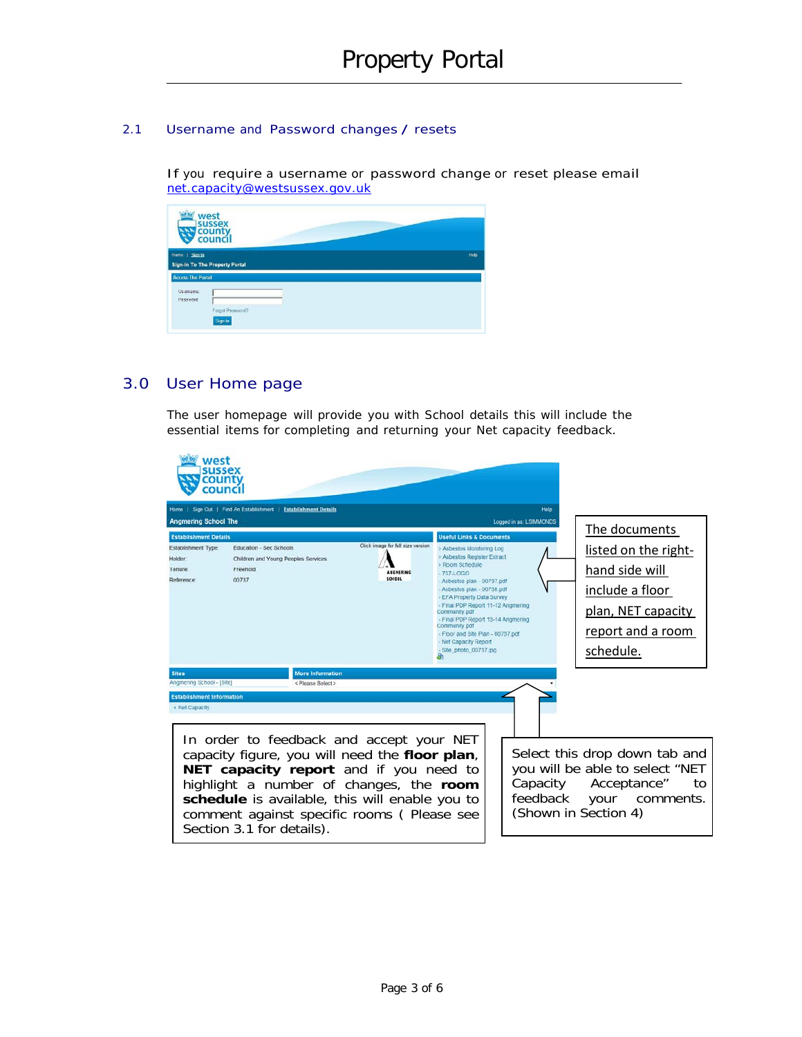## 2.1 Username and Password changes / resets

If you require a username or password change or reset please email net.capacity@westsussex.gov.uk

## 3.0 User Home page

The user homepage will provide you with School details this will include the essential items for completing and returning your Net capacity feedback.

The documents listed on the right-hand side will include a floor plan, NET capacity report and a room schedule.

In order to feedback and accept your NET capacity figure, you will need the **floor plan**, **NET capacity report** and if you need to highlight a number of changes, the **room schedule** is available, this will enable you to comment against specific rooms ( Please see Section 3.1 for details).

Select this drop down tab and you will be able to select "NET Capacity Acceptance" to feedback your comments. (Shown in Section 4)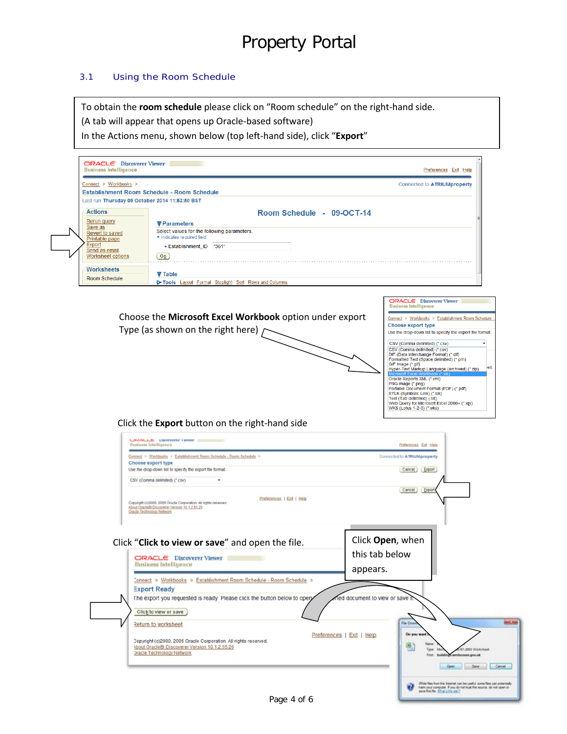## 3.1 Using the Room Schedule

To obtain the **room schedule** please click on "Room schedule" on the right-hand side.
(A tab will appear that opens up Oracle-based software)
In the Actions menu, shown below (top left-hand side), click "**Export**"

Choose the **Microsoft Excel Workbook** option under export Type (as shown on the right here)

Click the **Export** button on the right-hand side

Click "**Click to view or save**" and open the file.

Click **Open**, when this tab below appears.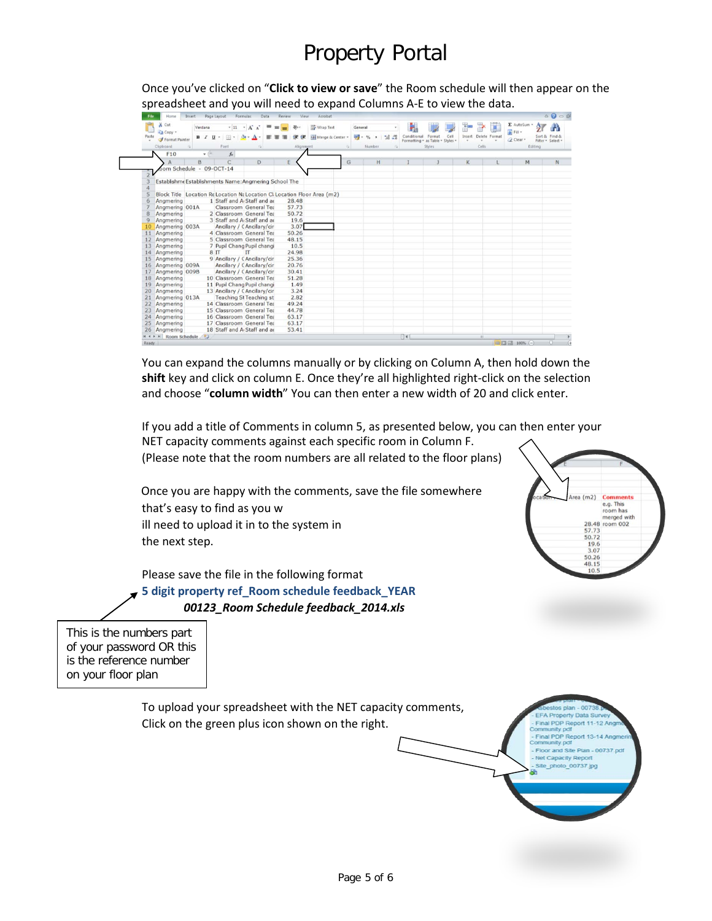# Property Portal

Once you've clicked on "**Click to view or save**" the Room schedule will then appear on the spreadsheet and you will need to expand Columns A-E to view the data.

You can expand the columns manually or by clicking on Column A, then hold down the **shift** key and click on column E. Once they're all highlighted right-click on the selection and choose "**column width**" You can then enter a new width of 20 and click enter.

If you add a title of Comments in column 5, as presented below, you can then enter your NET capacity comments against each specific room in Column F.
(Please note that the room numbers are all related to the floor plans)

Once you are happy with the comments, save the file somewhere that's easy to find as you w
ill need to upload it in to the system in the next step.

Please save the file in the following format

**5 digit property ref_Room schedule feedback_YEAR**

***00123_Room Schedule feedback_2014.xls***

This is the numbers part of your password OR this is the reference number on your floor plan

To upload your spreadsheet with the NET capacity comments, Click on the green plus icon shown on the right.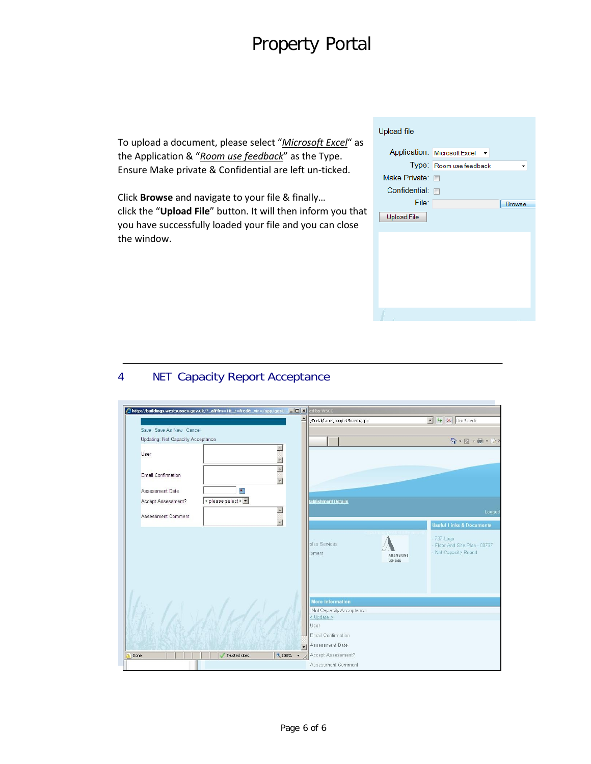# Property Portal

To upload a document, please select "*Microsoft Excel*" as the Application & "*Room use feedback*" as the Type. Ensure Make private & Confidential are left un-ticked.

Click **Browse** and navigate to your file & finally… click the "**Upload File**" button. It will then inform you that you have successfully loaded your file and you can close the window.

Upload file

Application: Microsoft Excel

Type: Room use feedback

Make Private:

Confidential:

File: Browse...

Upload File

## 4 NET Capacity Report Acceptance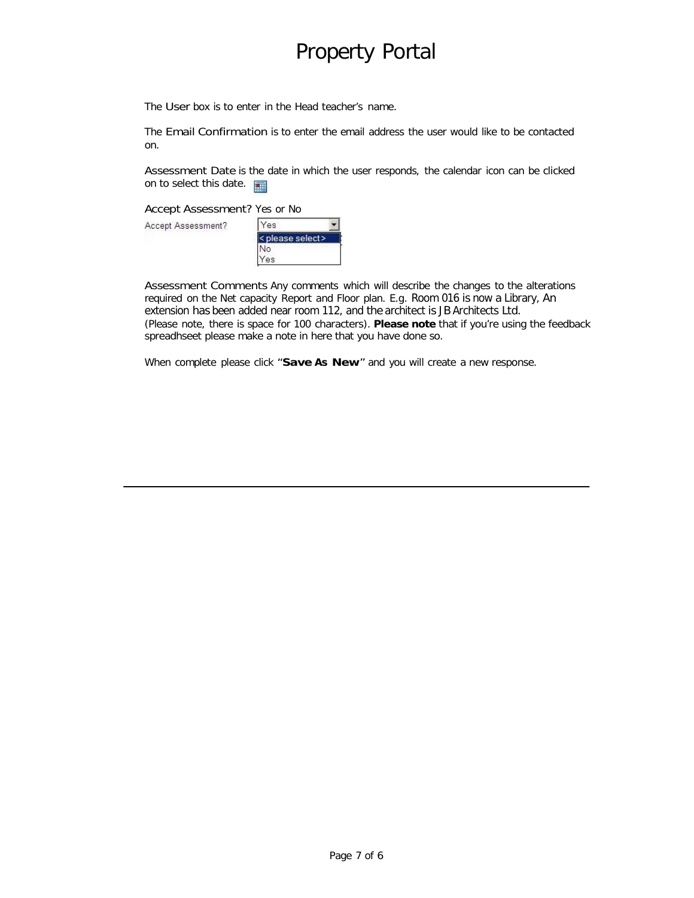The User box is to enter in the Head teacher's name.

The Email Confirmation is to enter the email address the user would like to be contacted on.

Assessment Date is the date in which the user responds, the calendar icon can be clicked on to select this date.

Accept Assessment? Yes or No

Accept Assessment? Yes
< please select >
No
Yes

Assessment Comments Any comments which will describe the changes to the alterations required on the Net capacity Report and Floor plan. E.g. Room 016 is now a Library, An extension has been added near room 112, and the architect is JB Architects Ltd. (Please note, there is space for 100 characters). **Please note** that if you're using the feedback spreadhseet please make a note in here that you have done so.

When complete please click "**Save As New**" and you will create a new response.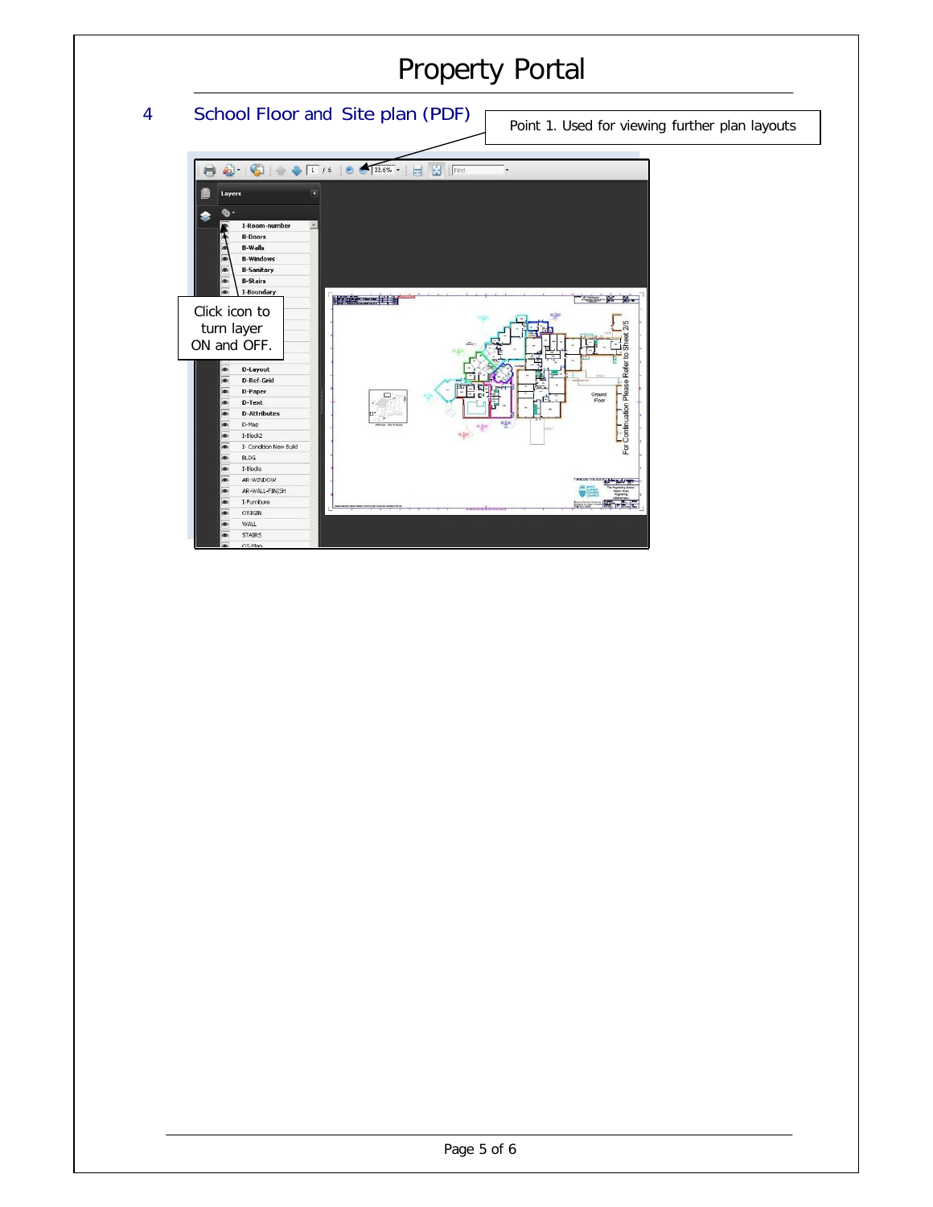## 4 School Floor and Site plan (PDF)

Point 1. Used for viewing further plan layouts

Click icon to turn layer ON and OFF.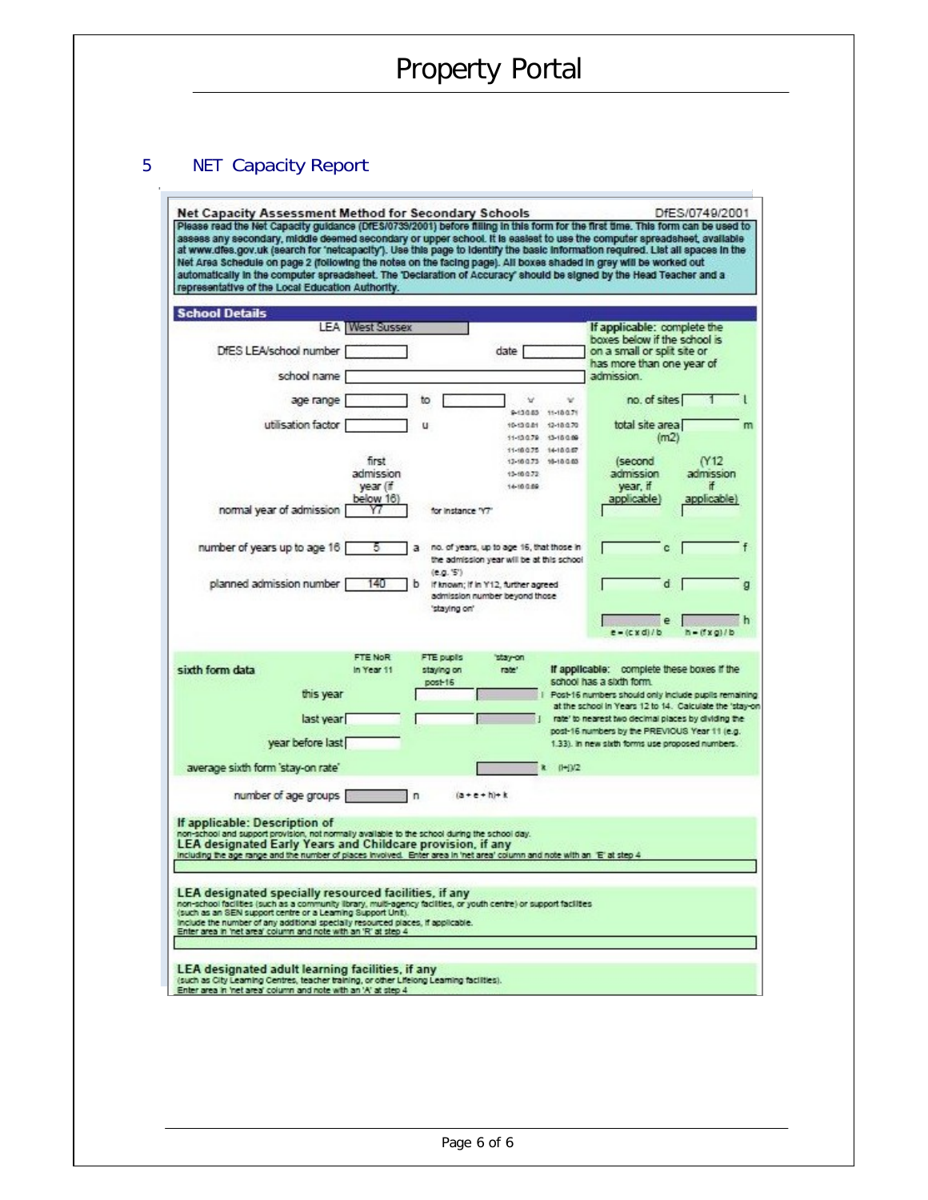# Property Portal

## 5 NET Capacity Report

**Net Capacity Assessment Method for Secondary Schools** DfES/0749/2001

**Please read the Net Capacity guidance (DfES/0739/2001) before filling in this form for the first time. This form can be used to assess any secondary, middle deemed secondary or upper school. It is easiest to use the computer spreadsheet, available at www.dfes.gov.uk (search for 'netcapacity'). Use this page to identify the basic information required. List all spaces in the Net Area Schedule on page 2 (following the notes on the facing page). All boxes shaded in grey will be worked out automatically in the computer spreadsheet. The 'Declaration of Accuracy' should be signed by the Head Teacher and a representative of the Local Education Authority.**

### School Details

LEA: West Sussex

DfES LEA/school number: date:

school name:

age range: to

| v | v |
|---|---|
| 9-13 0.83 | 11-18 0.71 |
| 10-13 0.81 | 12-18 0.70 |
| 11-13 0.79 | 13-18 0.69 |
| 11-16 0.75 | 14-18 0.67 |
| 12-16 0.73 | 16-18 0.63 |
| 13-16 0.72 | |
| 14-16 0.69 | |

utilisation factor: u

first admission year (if below 16)

normal year of admission: Y7 — for instance 'Y7'

number of years up to age 16: 5 — a — no. of years, up to age 16, that those in the admission year will be at this school (e.g. '5')

planned admission number: 140 — b — if known; if in Y12, further agreed admission number beyond those 'staying on'

**If applicable:** complete the boxes below if the school is on a small or split site or has more than one year of admission.

no. of sites: 1 — l

total site area (m2): — m

| | (second admission year, if applicable) | (Y12 admission if applicable) |
|---|---|---|
| | c | f |
| | d | g |
| | e | h |
| | e = (c x d) / b | h = (f x g) / b |

**sixth form data**

| | FTE NoR in Year 11 | FTE pupils staying on post-16 | 'stay-on rate' | |
|---|---|---|---|---|
| this year | | | | i |
| last year | | | | j |
| year before last | | | | |
| average sixth form 'stay-on rate' | | | | k (i+j)/2 |

**If applicable:** complete these boxes if the school has a sixth form. Post-16 numbers should only include pupils remaining at the school in Years 12 to 14. Calculate the 'stay-on rate' to nearest two decimal places by dividing the post-16 numbers by the PREVIOUS Year 11 (e.g. 1.33). In new sixth forms use proposed numbers.

number of age groups: n — (a + e + h) + k

**If applicable: Description of**
non-school and support provision, not normally available to the school during the school day.

**LEA designated Early Years and Childcare provision, if any**
including the age range and the number of places involved. Enter area in 'net area' column and note with an 'E' at step 4

**LEA designated specially resourced facilities, if any**
non-school facilities (such as a community library, multi-agency facilities, or youth centre) or support facilities (such as an SEN support centre or a Learning Support Unit).
Include the number of any additional specially resourced places, if applicable.
Enter area in 'net area' column and note with an 'R' at step 4

**LEA designated adult learning facilities, if any**
(such as City Learning Centres, teacher training, or other Lifelong Learning facilities).
Enter area in 'net area' column and note with an 'A' at step 4